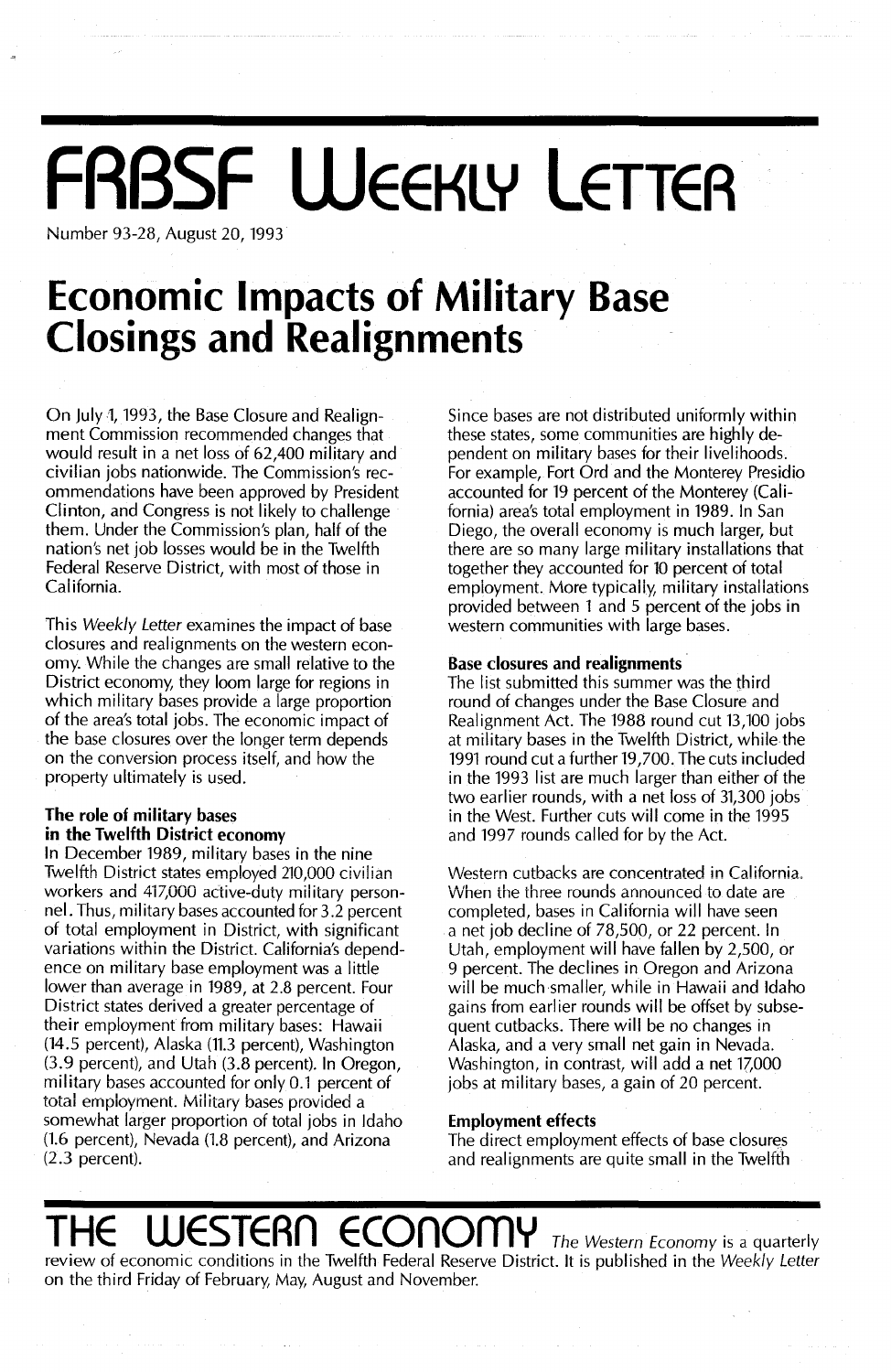# FRBSF Weekly Letter

Number 93-28, August 20, 1993

# Economic Impacts of Military Base Closings and Realignments

On July 1, 1993, the Base Closure and Realignment Commission recommended changes that would result in a net loss of 62,400 military and civilian jobs nationwide. The Commission's recommendations have been approved by President Clinton, and Congress is not likely to challenge them. Under the Commission's plan, half of the nation's net job losses would be in the Twelfth Federal Reserve District, with most of those in California.

This *Weekly Letter* examines the impact of base closures and realignments on the western economy. While the changes are small relative to the District economy, they loom large for regions in which military bases provide a large proportion of the area's total jobs. The economic impact of the base closures over the longer term depends on the conversion process itself, and how the property ultimately is used.

**The role of military bases in the Twelfth District economy**

In December 1989, military bases in the nine Twelfth District states employed 210,000 civilian workers and 417,000 active-duty military personnel. Thus, military bases accounted for 3.2 percent of total employment in District, with significant variations within the District. California's dependence on military base employment was a little lower than average in 1989, at 2.8 percent. Four District states derived a greater percentage of their employment from military bases: Hawaii (14.5 percent), Alaska (11.3 percent), Washington (3.9 percent), and Utah (3.8 percent). In Oregon, military bases accounted for only 0.1 percent of total employment. Military bases provided a somewhat larger proportion of total jobs in Idaho (1.6 percent), Nevada (1.8 percent), and Arizona (2.3 percent).

Since bases are not distributed uniformly within these states, some communities are highly dependent on military bases for their livelihoods. For example, Fort Ord and the Monterey Presidio accounted for 19 percent of the Monterey (California) area's total employment in 1989. In San Diego, the overall economy is much larger, but there are so many large military installations that together they accounted for 10 percent of total employment. More typically, military installations provided between 1 and 5 percent of the jobs in western communities with large bases.

**Base closures and realignments**

The list submitted this summer was the third round of changes under the Base Closure and Realignment Act. The 1988 round cut 13,100 jobs at military bases in the Twelfth District, while the 1991 round cut a further 19,700. The cuts included in the 1993 list are much larger than either of the two earlier rounds, with a net loss of 31,300 jobs in the West. Further cuts will come in the 1995 and 1997 rounds called for by the Act.

Western cutbacks are concentrated in California. When the three rounds announced to date are completed, bases in California will have seen a net job decline of 78,500, or 22 percent. In Utah, employment will have fallen by 2,500, or 9 percent. The declines in Oregon and Arizona will be much smaller, while in Hawaii and Idaho gains from earlier rounds will be offset by subsequent cutbacks. There will be no changes in Alaska, and a very small net gain in Nevada. Washington, in contrast, will add a net 17,000 jobs at military bases, a gain of 20 percent.

**Employment effects**

The direct employment effects of base closures and realignments are quite small in the Twelfth

# The Western Economy

*The Western Economy* is a quarterly review of economic conditions in the Twelfth Federal Reserve District. It is published in the *Weekly Letter* on the third Friday of February, May, August and November.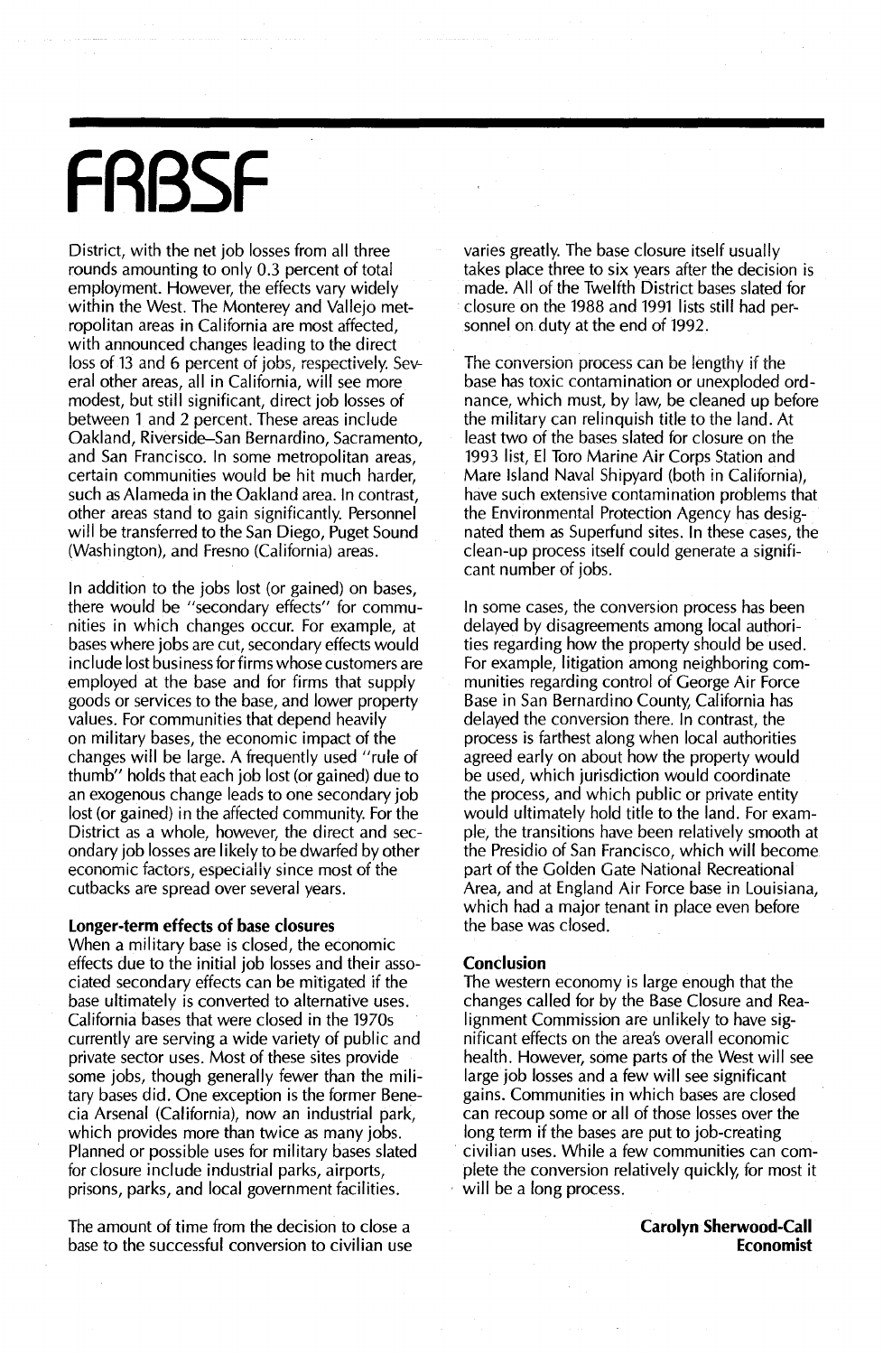District, with the net job losses from all three rounds amounting to only 0.3 percent of total employment. However, the effects vary widely within the West. The Monterey and Vallejo metropolitan areas in California are most affected, with announced changes leading to the direct loss of 13 and 6 percent of jobs, respectively. Several other areas, all in California, will see more modest, but still significant, direct job losses of between 1 and 2 percent. These areas include Oakland, Riverside–San Bernardino, Sacramento, and San Francisco. In some metropolitan areas, certain communities would be hit much harder, such as Alameda in the Oakland area. In contrast, other areas stand to gain significantly. Personnel will be transferred to the San Diego, Puget Sound (Washington), and Fresno (California) areas.

In addition to the jobs lost (or gained) on bases, there would be "secondary effects" for communities in which changes occur. For example, at bases where jobs are cut, secondary effects would include lost business for firms whose customers are employed at the base and for firms that supply goods or services to the base, and lower property values. For communities that depend heavily on military bases, the economic impact of the changes will be large. A frequently used "rule of thumb" holds that each job lost (or gained) due to an exogenous change leads to one secondary job lost (or gained) in the affected community. For the District as a whole, however, the direct and secondary job losses are likely to be dwarfed by other economic factors, especially since most of the cutbacks are spread over several years.

**Longer-term effects of base closures**

When a military base is closed, the economic effects due to the initial job losses and their associated secondary effects can be mitigated if the base ultimately is converted to alternative uses. California bases that were closed in the 1970s currently are serving a wide variety of public and private sector uses. Most of these sites provide some jobs, though generally fewer than the military bases did. One exception is the former Benecia Arsenal (California), now an industrial park, which provides more than twice as many jobs. Planned or possible uses for military bases slated for closure include industrial parks, airports, prisons, parks, and local government facilities.

The amount of time from the decision to close a base to the successful conversion to civilian use varies greatly. The base closure itself usually takes place three to six years after the decision is made. All of the Twelfth District bases slated for closure on the 1988 and 1991 lists still had personnel on duty at the end of 1992.

The conversion process can be lengthy if the base has toxic contamination or unexploded ordnance, which must, by law, be cleaned up before the military can relinquish title to the land. At least two of the bases slated for closure on the 1993 list, El Toro Marine Air Corps Station and Mare Island Naval Shipyard (both in California), have such extensive contamination problems that the Environmental Protection Agency has designated them as Superfund sites. In these cases, the clean-up process itself could generate a significant number of jobs.

In some cases, the conversion process has been delayed by disagreements among local authorities regarding how the property should be used. For example, litigation among neighboring communities regarding control of George Air Force Base in San Bernardino County, California has delayed the conversion there. In contrast, the process is farthest along when local authorities agreed early on about how the property would be used, which jurisdiction would coordinate the process, and which public or private entity would ultimately hold title to the land. For example, the transitions have been relatively smooth at the Presidio of San Francisco, which will become part of the Golden Gate National Recreational Area, and at England Air Force base in Louisiana, which had a major tenant in place even before the base was closed.

**Conclusion**

The western economy is large enough that the changes called for by the Base Closure and Realignment Commission are unlikely to have significant effects on the area's overall economic health. However, some parts of the West will see large job losses and a few will see significant gains. Communities in which bases are closed can recoup some or all of those losses over the long term if the bases are put to job-creating civilian uses. While a few communities can complete the conversion relatively quickly, for most it will be a long process.

**Carolyn Sherwood-Call**
**Economist**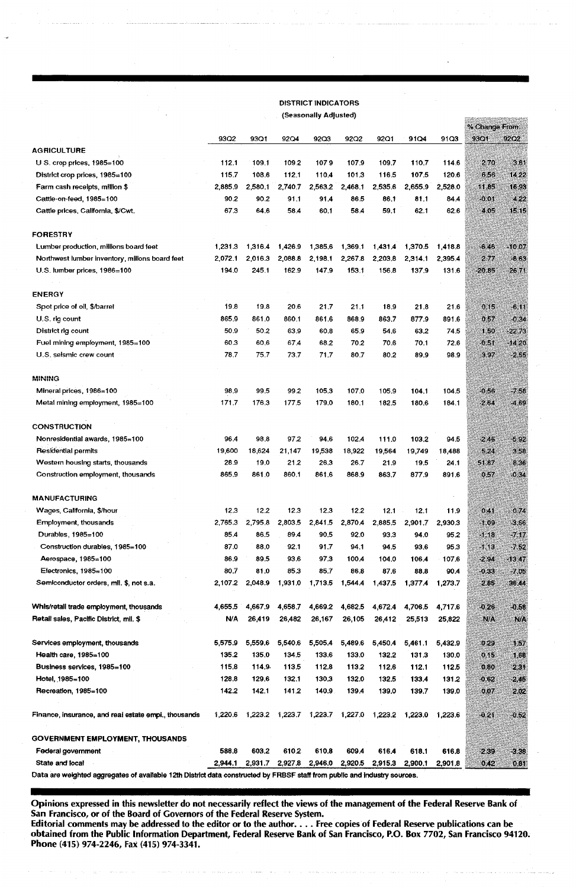## DISTRICT INDICATORS

(Seasonally Adjusted)

| | 93Q2 | 93Q1 | 92Q4 | 92Q3 | 92Q2 | 92Q1 | 91Q4 | 91Q3 | % Change From: 93Q1 | 92Q2 |
|---|---|---|---|---|---|---|---|---|---|---|
| **AGRICULTURE** | | | | | | | | | | |
| U.S. crop prices, 1985=100 | 112.1 | 109.1 | 109.2 | 107.9 | 107.9 | 109.7 | 110.7 | 114.6 | 2.70 | 3.81 |
| District crop prices, 1985=100 | 115.7 | 108.6 | 112.1 | 110.4 | 101.3 | 116.5 | 107.5 | 120.6 | 6.56 | 14.22 |
| Farm cash receipts, million $ | 2,885.9 | 2,580.1 | 2,740.7 | 2,563.2 | 2,468.1 | 2,535.6 | 2,655.9 | 2,528.0 | 11.85 | 16.93 |
| Cattle-on-feed, 1985=100 | 90.2 | 90.2 | 91.1 | 91.4 | 86.5 | 86.1 | 81.1 | 84.4 | -0.01 | 4.22 |
| Cattle prices, California, $/Cwt. | 67.3 | 64.6 | 58.4 | 60.1 | 58.4 | 59.1 | 62.1 | 62.6 | 4.05 | 15.15 |
| **FORESTRY** | | | | | | | | | | |
| Lumber production, millions board feet | 1,231.3 | 1,316.4 | 1,426.9 | 1,385.6 | 1,369.1 | 1,431.4 | 1,370.5 | 1,418.8 | -6.46 | -10.07 |
| Northwest lumber inventory, millons board feet | 2,072.1 | 2,016.3 | 2,088.8 | 2,198.1 | 2,267.8 | 2,203.8 | 2,314.1 | 2,395.4 | 2.77 | -8.63 |
| U.S. lumber prices, 1986=100 | 194.0 | 245.1 | 162.9 | 147.9 | 153.1 | 156.8 | 137.9 | 131.6 | -20.85 | 26.71 |
| **ENERGY** | | | | | | | | | | |
| Spot price of oil, $/barrel | 19.8 | 19.8 | 20.6 | 21.7 | 21.1 | 18.9 | 21.8 | 21.6 | 0.15 | -6.11 |
| U.S. rig count | 865.9 | 861.0 | 860.1 | 861.6 | 868.9 | 863.7 | 877.9 | 891.6 | 0.57 | -0.34 |
| District rig count | 50.9 | 50.2 | 63.9 | 60.8 | 65.9 | 54.6 | 63.2 | 74.5 | 1.50 | -22.73 |
| Fuel mining employment, 1985=100 | 60.3 | 60.6 | 67.4 | 68.2 | 70.2 | 70.6 | 70.1 | 72.6 | -0.51 | -14.20 |
| U.S. seismic crew count | 78.7 | 75.7 | 73.7 | 71.7 | 80.7 | 80.2 | 89.9 | 98.9 | 3.97 | -2.55 |
| **MINING** | | | | | | | | | | |
| Mineral prices, 1986=100 | 98.9 | 99.5 | 99.2 | 105.3 | 107.0 | 105.9 | 104.1 | 104.5 | -0.56 | -7.58 |
| Metal mining employment, 1985=100 | 171.7 | 176.3 | 177.5 | 179.0 | 180.1 | 182.5 | 180.6 | 184.1 | -2.64 | -4.69 |
| **CONSTRUCTION** | | | | | | | | | | |
| Nonresidential awards, 1985=100 | 96.4 | 98.8 | 97.2 | 94.6 | 102.4 | 111.0 | 103.2 | 94.5 | -2.46 | -5.92 |
| Residential permits | 19,600 | 18,624 | 21,147 | 19,538 | 18,922 | 19,564 | 19,749 | 18,488 | 5.24 | 3.58 |
| Western housing starts, thousands | 28.9 | 19.0 | 21.2 | 26.3 | 26.7 | 21.9 | 19.5 | 24.1 | 51.87 | 8.36 |
| Construction employment, thousands | 865.9 | 861.0 | 860.1 | 861.6 | 868.9 | 863.7 | 877.9 | 891.6 | 0.57 | -0.34 |
| **MANUFACTURING** | | | | | | | | | | |
| Wages, California, $/hour | 12.3 | 12.2 | 12.3 | 12.3 | 12.2 | 12.1 | 12.1 | 11.9 | 0.41 | 0.74 |
| Employment, thousands | 2,765.3 | 2,795.8 | 2,803.5 | 2,841.5 | 2,870.4 | 2,885.5 | 2,901.7 | 2,930.3 | -1.09 | -3.66 |
| Durables, 1985=100 | 85.4 | 86.5 | 89.4 | 90.5 | 92.0 | 93.3 | 94.0 | 95.2 | -1.18 | -7.17 |
| Construction durables, 1985=100 | 87.0 | 88.0 | 92.1 | 91.7 | 94.1 | 94.5 | 93.6 | 95.3 | -1.13 | -7.52 |
| Aerospace, 1985=100 | 86.9 | 89.5 | 93.6 | 97.3 | 100.4 | 104.0 | 106.4 | 107.6 | -2.94 | -13.47 |
| Electronics, 1985=100 | 80.7 | 81.0 | 85.3 | 85.7 | 86.8 | 87.6 | 88.8 | 90.4 | -0.33 | -7.05 |
| Semiconductor orders, mil. $, not s.a. | 2,107.2 | 2,048.9 | 1,931.0 | 1,713.5 | 1,544.4 | 1,437.5 | 1,377.4 | 1,273.7 | 2.85 | 36.44 |
| **Whls/retail trade employment, thousands** | 4,655.5 | 4,667.9 | 4,658.7 | 4,669.2 | 4,682.5 | 4,672.4 | 4,706.5 | 4,717.6 | -0.26 | -0.58 |
| **Retail sales, Pacific District, mil. $** | N/A | 26,419 | 26,482 | 26,167 | 26,105 | 26,412 | 25,513 | 25,822 | N/A | N/A |
| **Services employment, thousands** | 5,575.9 | 5,559.6 | 5,540.6 | 5,505.4 | 5,489.6 | 5,450.4 | 5,461.1 | 5,432.9 | 0.29 | 1.57 |
| Health care, 1985=100 | 135.2 | 135.0 | 134.5 | 133.6 | 133.0 | 132.2 | 131.3 | 130.0 | 0.15 | 1.68 |
| Business services, 1985=100 | 115.8 | 114.9 | 113.5 | 112.8 | 113.2 | 112.6 | 112.1 | 112.5 | 0.80 | 2.31 |
| Hotel, 1985=100 | 128.8 | 129.6 | 132.1 | 130.3 | 132.0 | 132.5 | 133.4 | 131.2 | -0.62 | -2.45 |
| Recreation, 1985=100 | 142.2 | 142.1 | 141.2 | 140.9 | 139.4 | 139.0 | 139.7 | 139.0 | 0.07 | 2.02 |
| **Finance, insurance, and real estate empl., thousands** | 1,220.6 | 1,223.2 | 1,223.7 | 1,223.7 | 1,227.0 | 1,223.2 | 1,223.0 | 1,223.6 | -0.21 | -0.52 |
| **GOVERNMENT EMPLOYMENT, THOUSANDS** | | | | | | | | | | |
| Federal government | 588.8 | 603.2 | 610.2 | 610.8 | 609.4 | 616.4 | 618.1 | 616.8 | -2.39 | -3.38 |
| State and local | 2,944.1 | 2,931.7 | 2,927.8 | 2,946.0 | 2,920.5 | 2,915.3 | 2,900.1 | 2,901.8 | 0.42 | 0.81 |

Data are weighted aggregates of available 12th District data constructed by FRBSF staff from public and industry sources.

---

**Opinions expressed in this newsletter do not necessarily reflect the views of the management of the Federal Reserve Bank of San Francisco, or of the Board of Governors of the Federal Reserve System.**

**Editorial comments may be addressed to the editor or to the author. . . . Free copies of Federal Reserve publications can be obtained from the Public Information Department, Federal Reserve Bank of San Francisco, P.O. Box 7702, San Francisco 94120. Phone (415) 974-2246, Fax (415) 974-3341.**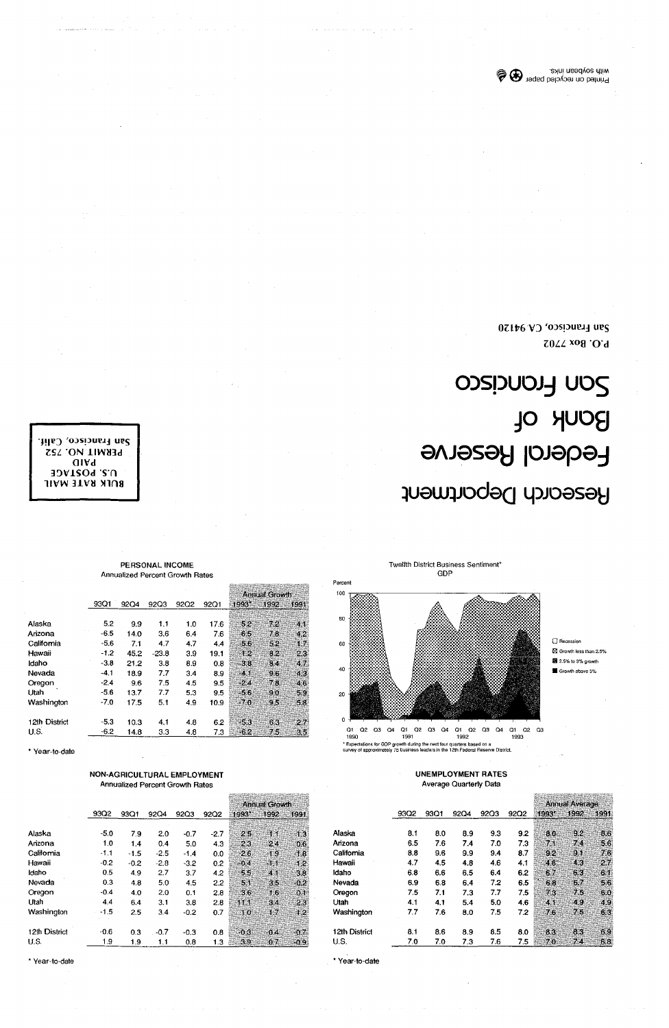Printed on recycled paper with soybean inks.

# Research Department

# Federal Reserve Bank of San Francisco

P.O. Box 7702
San Francisco, CA 94120

BULK RATE MAIL
U.S. POSTAGE
PAID
PERMIT NO. 752
San Francisco, Calif.

Twelfth District Business Sentiment*
GDP

Percent
100
80
60
40
20
0
Q1 Q2 Q3 Q4 Q1 Q2 Q3 Q4 Q1 Q2 Q3 Q4 Q1 Q2 Q3
1990 1991 1992 1993

Recession
Growth less than 2.5%
2.5% to 3% growth
Growth above 3%

* Expectations for GDP growth during the next four quarters based on a survey of approximately 75 business leaders in the 12th Federal Reserve District.

## PERSONAL INCOME
Annualized Percent Growth Rates

| | 93Q1 | 92Q4 | 92Q3 | 92Q2 | 92Q1 | Annual Growth 1993* | 1992 | 1991 |
|---|---|---|---|---|---|---|---|---|
| Alaska | 5.2 | 9.9 | 1.1 | 1.0 | 17.6 | 5.2 | 7.2 | 4.1 |
| Arizona | -6.5 | 14.0 | 3.6 | 6.4 | 7.6 | -6.5 | 7.8 | 4.2 |
| California | -5.6 | 7.1 | 4.7 | 4.7 | 4.4 | -5.6 | 5.2 | 1.7 |
| Hawaii | -1.2 | 45.2 | -23.8 | 3.9 | 19.1 | -1.2 | 8.2 | 2.3 |
| Idaho | -3.8 | 21.2 | 3.8 | 8.9 | 0.8 | -3.8 | 8.4 | 4.7 |
| Nevada | -4.1 | 18.9 | 7.7 | 3.4 | 8.9 | -4.1 | 9.6 | 4.3 |
| Oregon | -2.4 | 9.6 | 7.5 | 4.5 | 9.5 | -2.4 | 7.8 | 4.6 |
| Utah | -5.6 | 13.7 | 7.7 | 5.3 | 9.5 | -5.6 | 9.0 | 5.9 |
| Washington | -7.0 | 17.5 | 5.1 | 4.9 | 10.9 | -7.0 | 9.5 | 5.8 |
| 12th District | -5.3 | 10.3 | 4.1 | 4.8 | 6.2 | -5.3 | 6.3 | 2.7 |
| U.S. | -6.2 | 14.8 | 3.3 | 4.8 | 7.3 | -6.2 | 7.5 | 3.5 |

* Year-to-date

## NON-AGRICULTURAL EMPLOYMENT
Annualized Percent Growth Rates

| | 93Q2 | 93Q1 | 92Q4 | 92Q3 | 92Q2 | Annual Growth 1993* | 1992 | 1991 |
|---|---|---|---|---|---|---|---|---|
| Alaska | -5.0 | 7.9 | 2.0 | -0.7 | -2.7 | 2.5 | 1.1 | 1.3 |
| Arizona | 1.0 | 1.4 | 0.4 | 5.0 | 4.3 | 2.3 | 2.4 | 0.6 |
| California | -1.1 | -1.5 | -2.5 | -1.4 | 0.0 | -2.6 | -1.9 | -1.6 |
| Hawaii | -0.2 | -0.2 | -2.8 | -3.2 | 0.2 | -0.4 | -1.1 | 1.2 |
| Idaho | 0.5 | 4.9 | 2.7 | 3.7 | 4.2 | 5.5 | 4.1 | 3.8 |
| Nevada | 0.3 | 4.8 | 5.0 | 4.5 | 2.2 | 5.1 | 3.5 | -0.2 |
| Oregon | -0.4 | 4.0 | 2.0 | 0.1 | 2.8 | 3.6 | 1.6 | 0.1 |
| Utah | 4.4 | 6.4 | 3.1 | 3.8 | 2.8 | 11.1 | 3.4 | 2.3 |
| Washington | -1.5 | 2.5 | 3.4 | -0.2 | 0.7 | 1.0 | 1.7 | 1.2 |
| 12th District | -0.6 | 0.3 | -0.7 | -0.3 | 0.8 | -0.3 | -0.4 | -0.7 |
| U.S. | 1.9 | 1.9 | 1.1 | 0.8 | 1.3 | 3.9 | 0.7 | -0.9 |

* Year-to-date

## UNEMPLOYMENT RATES
Average Quarterly Data

| | 93Q2 | 93Q1 | 92Q4 | 92Q3 | 92Q2 | Annual Average 1993* | 1992 | 1991 |
|---|---|---|---|---|---|---|---|---|
| Alaska | 8.1 | 8.0 | 8.9 | 9.3 | 9.2 | 8.0 | 9.2 | 8.6 |
| Arizona | 6.5 | 7.6 | 7.4 | 7.0 | 7.3 | 7.1 | 7.4 | 5.6 |
| California | 8.8 | 9.6 | 9.9 | 9.4 | 8.7 | 9.2 | 9.1 | 7.6 |
| Hawaii | 4.7 | 4.5 | 4.8 | 4.6 | 4.1 | 4.6 | 4.3 | 2.7 |
| Idaho | 6.8 | 6.6 | 6.5 | 6.4 | 6.2 | 6.7 | 6.3 | 6.1 |
| Nevada | 6.9 | 6.8 | 6.4 | 7.2 | 6.5 | 6.8 | 6.7 | 5.6 |
| Oregon | 7.5 | 7.1 | 7.3 | 7.7 | 7.5 | 7.3 | 7.5 | 6.0 |
| Utah | 4.1 | 4.1 | 5.4 | 5.0 | 4.6 | 4.1 | 4.9 | 4.9 |
| Washington | 7.7 | 7.6 | 8.0 | 7.5 | 7.2 | 7.6 | 7.5 | 6.3 |
| 12th District | 8.1 | 8.6 | 8.9 | 8.5 | 8.0 | 8.3 | 8.3 | 6.9 |
| U.S. | 7.0 | 7.0 | 7.3 | 7.6 | 7.5 | 7.0 | 7.4 | 6.8 |

* Year-to-date